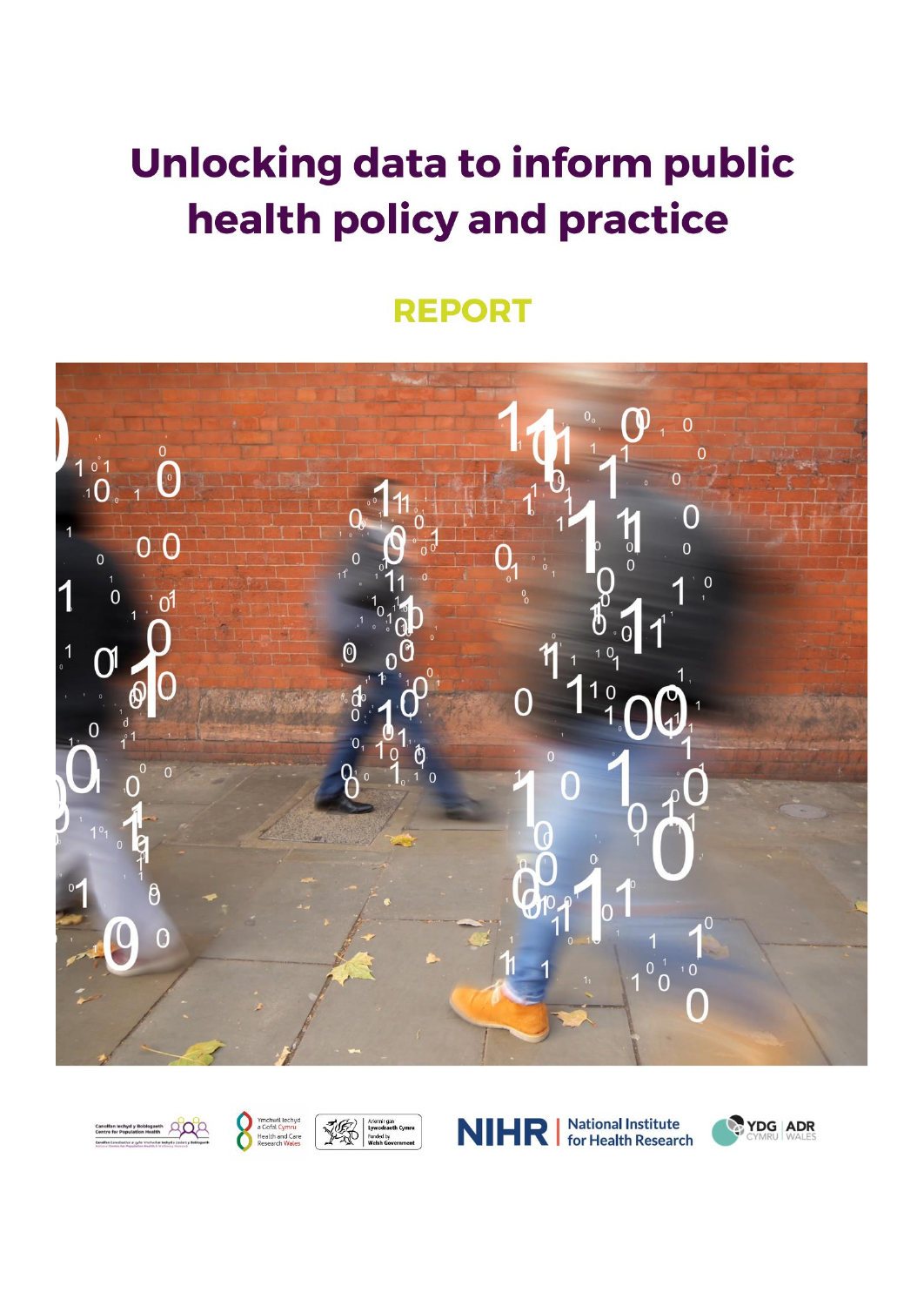# Unlocking data to inform public health policy and practice

## REPORT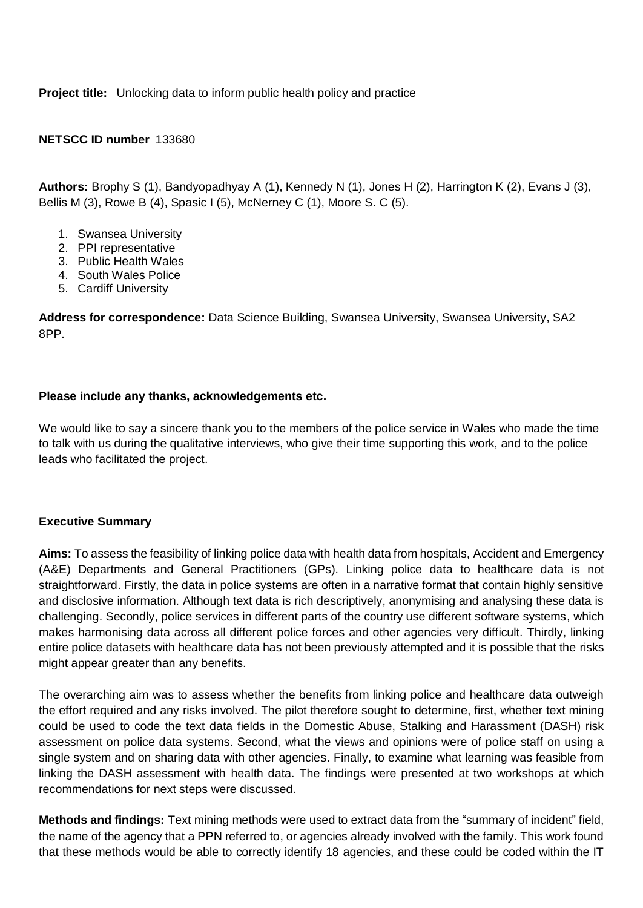**Project title:** Unlocking data to inform public health policy and practice

**NETSCC ID number** 133680

**Authors:** Brophy S (1), Bandyopadhyay A (1), Kennedy N (1), Jones H (2), Harrington K (2), Evans J (3), Bellis M (3), Rowe B (4), Spasic I (5), McNerney C (1), Moore S. C (5).

1. Swansea University
2. PPI representative
3. Public Health Wales
4. South Wales Police
5. Cardiff University

**Address for correspondence:** Data Science Building, Swansea University, Swansea University, SA2 8PP.

**Please include any thanks, acknowledgements etc.**

We would like to say a sincere thank you to the members of the police service in Wales who made the time to talk with us during the qualitative interviews, who give their time supporting this work, and to the police leads who facilitated the project.

**Executive Summary**

**Aims:** To assess the feasibility of linking police data with health data from hospitals, Accident and Emergency (A&E) Departments and General Practitioners (GPs). Linking police data to healthcare data is not straightforward. Firstly, the data in police systems are often in a narrative format that contain highly sensitive and disclosive information. Although text data is rich descriptively, anonymising and analysing these data is challenging. Secondly, police services in different parts of the country use different software systems, which makes harmonising data across all different police forces and other agencies very difficult. Thirdly, linking entire police datasets with healthcare data has not been previously attempted and it is possible that the risks might appear greater than any benefits.

The overarching aim was to assess whether the benefits from linking police and healthcare data outweigh the effort required and any risks involved. The pilot therefore sought to determine, first, whether text mining could be used to code the text data fields in the Domestic Abuse, Stalking and Harassment (DASH) risk assessment on police data systems. Second, what the views and opinions were of police staff on using a single system and on sharing data with other agencies. Finally, to examine what learning was feasible from linking the DASH assessment with health data. The findings were presented at two workshops at which recommendations for next steps were discussed.

**Methods and findings:** Text mining methods were used to extract data from the "summary of incident" field, the name of the agency that a PPN referred to, or agencies already involved with the family. This work found that these methods would be able to correctly identify 18 agencies, and these could be coded within the IT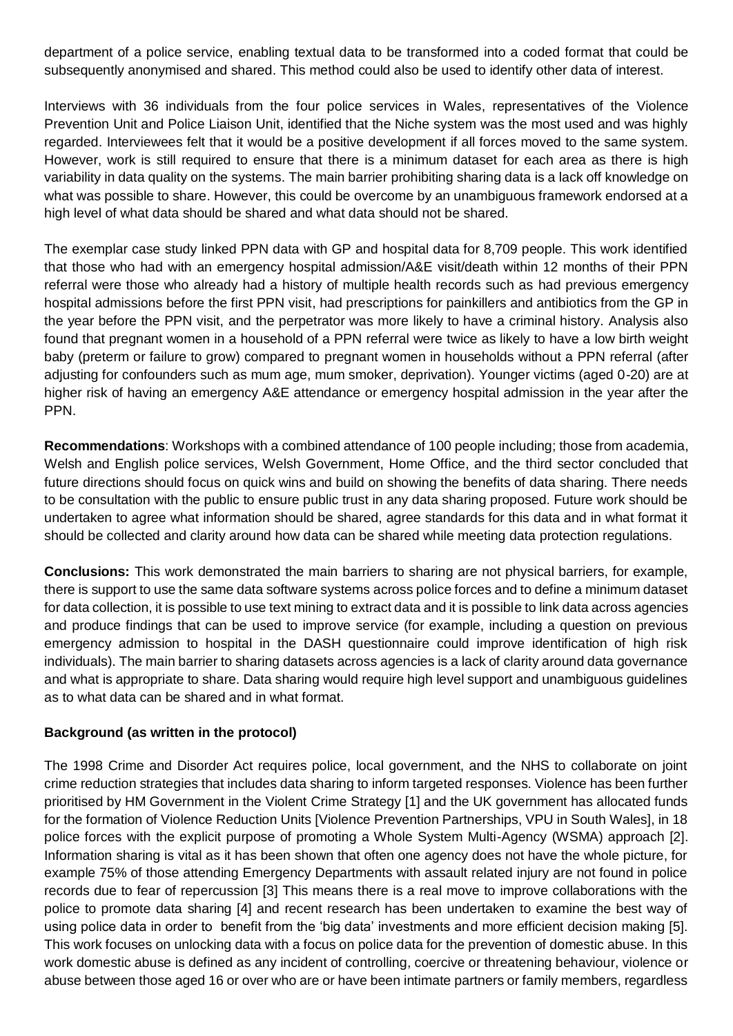department of a police service, enabling textual data to be transformed into a coded format that could be subsequently anonymised and shared. This method could also be used to identify other data of interest.

Interviews with 36 individuals from the four police services in Wales, representatives of the Violence Prevention Unit and Police Liaison Unit, identified that the Niche system was the most used and was highly regarded. Interviewees felt that it would be a positive development if all forces moved to the same system. However, work is still required to ensure that there is a minimum dataset for each area as there is high variability in data quality on the systems. The main barrier prohibiting sharing data is a lack off knowledge on what was possible to share. However, this could be overcome by an unambiguous framework endorsed at a high level of what data should be shared and what data should not be shared.

The exemplar case study linked PPN data with GP and hospital data for 8,709 people. This work identified that those who had with an emergency hospital admission/A&E visit/death within 12 months of their PPN referral were those who already had a history of multiple health records such as had previous emergency hospital admissions before the first PPN visit, had prescriptions for painkillers and antibiotics from the GP in the year before the PPN visit, and the perpetrator was more likely to have a criminal history. Analysis also found that pregnant women in a household of a PPN referral were twice as likely to have a low birth weight baby (preterm or failure to grow) compared to pregnant women in households without a PPN referral (after adjusting for confounders such as mum age, mum smoker, deprivation). Younger victims (aged 0-20) are at higher risk of having an emergency A&E attendance or emergency hospital admission in the year after the PPN.

**Recommendations**: Workshops with a combined attendance of 100 people including; those from academia, Welsh and English police services, Welsh Government, Home Office, and the third sector concluded that future directions should focus on quick wins and build on showing the benefits of data sharing. There needs to be consultation with the public to ensure public trust in any data sharing proposed. Future work should be undertaken to agree what information should be shared, agree standards for this data and in what format it should be collected and clarity around how data can be shared while meeting data protection regulations.

**Conclusions:** This work demonstrated the main barriers to sharing are not physical barriers, for example, there is support to use the same data software systems across police forces and to define a minimum dataset for data collection, it is possible to use text mining to extract data and it is possible to link data across agencies and produce findings that can be used to improve service (for example, including a question on previous emergency admission to hospital in the DASH questionnaire could improve identification of high risk individuals). The main barrier to sharing datasets across agencies is a lack of clarity around data governance and what is appropriate to share. Data sharing would require high level support and unambiguous guidelines as to what data can be shared and in what format.

**Background (as written in the protocol)**

The 1998 Crime and Disorder Act requires police, local government, and the NHS to collaborate on joint crime reduction strategies that includes data sharing to inform targeted responses. Violence has been further prioritised by HM Government in the Violent Crime Strategy [1] and the UK government has allocated funds for the formation of Violence Reduction Units [Violence Prevention Partnerships, VPU in South Wales], in 18 police forces with the explicit purpose of promoting a Whole System Multi-Agency (WSMA) approach [2]. Information sharing is vital as it has been shown that often one agency does not have the whole picture, for example 75% of those attending Emergency Departments with assault related injury are not found in police records due to fear of repercussion [3] This means there is a real move to improve collaborations with the police to promote data sharing [4] and recent research has been undertaken to examine the best way of using police data in order to benefit from the 'big data' investments and more efficient decision making [5]. This work focuses on unlocking data with a focus on police data for the prevention of domestic abuse. In this work domestic abuse is defined as any incident of controlling, coercive or threatening behaviour, violence or abuse between those aged 16 or over who are or have been intimate partners or family members, regardless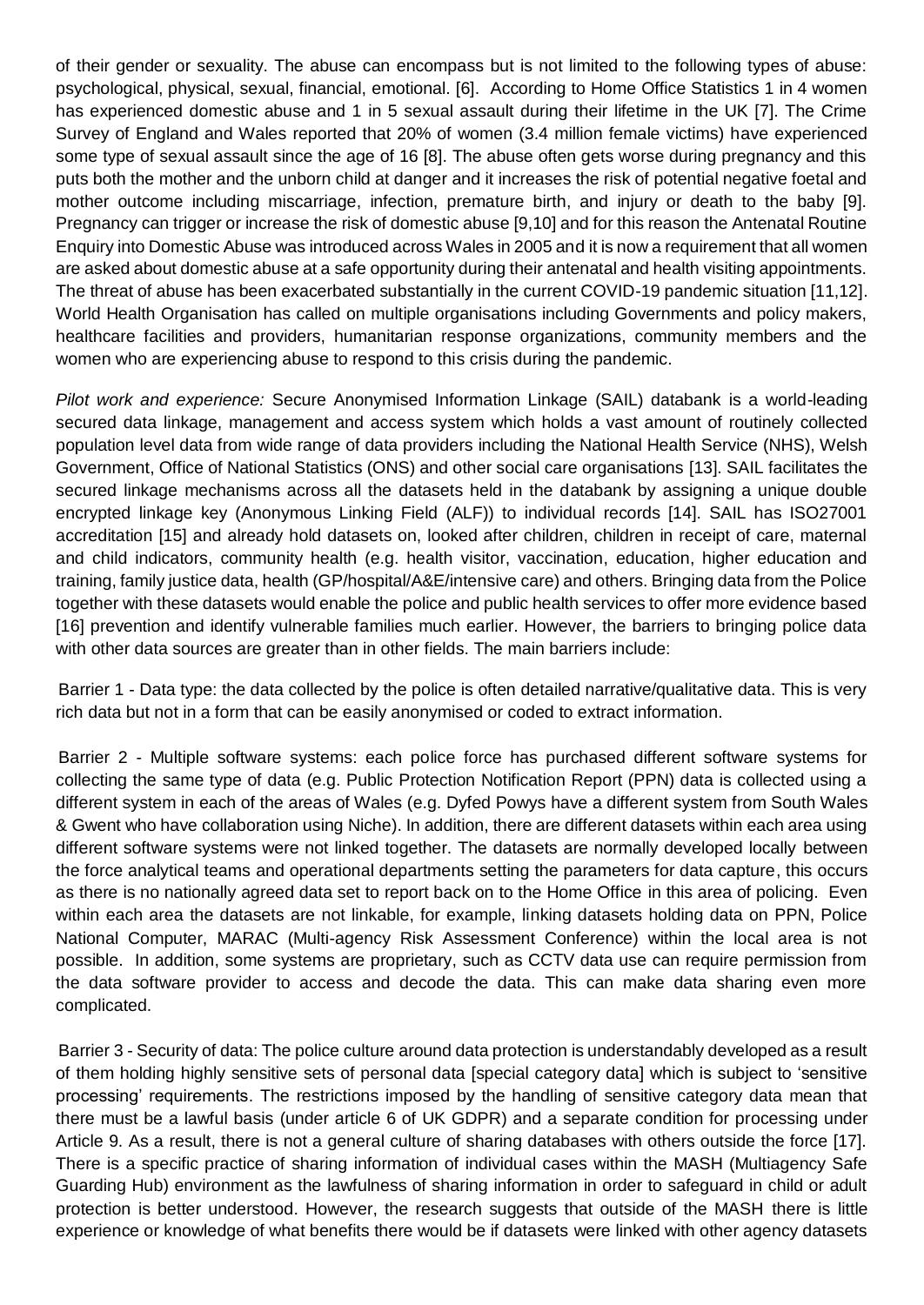of their gender or sexuality. The abuse can encompass but is not limited to the following types of abuse: psychological, physical, sexual, financial, emotional. [6]. According to Home Office Statistics 1 in 4 women has experienced domestic abuse and 1 in 5 sexual assault during their lifetime in the UK [7]. The Crime Survey of England and Wales reported that 20% of women (3.4 million female victims) have experienced some type of sexual assault since the age of 16 [8]. The abuse often gets worse during pregnancy and this puts both the mother and the unborn child at danger and it increases the risk of potential negative foetal and mother outcome including miscarriage, infection, premature birth, and injury or death to the baby [9]. Pregnancy can trigger or increase the risk of domestic abuse [9,10] and for this reason the Antenatal Routine Enquiry into Domestic Abuse was introduced across Wales in 2005 and it is now a requirement that all women are asked about domestic abuse at a safe opportunity during their antenatal and health visiting appointments. The threat of abuse has been exacerbated substantially in the current COVID-19 pandemic situation [11,12]. World Health Organisation has called on multiple organisations including Governments and policy makers, healthcare facilities and providers, humanitarian response organizations, community members and the women who are experiencing abuse to respond to this crisis during the pandemic.

*Pilot work and experience:* Secure Anonymised Information Linkage (SAIL) databank is a world-leading secured data linkage, management and access system which holds a vast amount of routinely collected population level data from wide range of data providers including the National Health Service (NHS), Welsh Government, Office of National Statistics (ONS) and other social care organisations [13]. SAIL facilitates the secured linkage mechanisms across all the datasets held in the databank by assigning a unique double encrypted linkage key (Anonymous Linking Field (ALF)) to individual records [14]. SAIL has ISO27001 accreditation [15] and already hold datasets on, looked after children, children in receipt of care, maternal and child indicators, community health (e.g. health visitor, vaccination, education, higher education and training, family justice data, health (GP/hospital/A&E/intensive care) and others. Bringing data from the Police together with these datasets would enable the police and public health services to offer more evidence based [16] prevention and identify vulnerable families much earlier. However, the barriers to bringing police data with other data sources are greater than in other fields. The main barriers include:

Barrier 1 - Data type: the data collected by the police is often detailed narrative/qualitative data. This is very rich data but not in a form that can be easily anonymised or coded to extract information.

Barrier 2 - Multiple software systems: each police force has purchased different software systems for collecting the same type of data (e.g. Public Protection Notification Report (PPN) data is collected using a different system in each of the areas of Wales (e.g. Dyfed Powys have a different system from South Wales & Gwent who have collaboration using Niche). In addition, there are different datasets within each area using different software systems were not linked together. The datasets are normally developed locally between the force analytical teams and operational departments setting the parameters for data capture, this occurs as there is no nationally agreed data set to report back on to the Home Office in this area of policing. Even within each area the datasets are not linkable, for example, linking datasets holding data on PPN, Police National Computer, MARAC (Multi-agency Risk Assessment Conference) within the local area is not possible. In addition, some systems are proprietary, such as CCTV data use can require permission from the data software provider to access and decode the data. This can make data sharing even more complicated.

Barrier 3 - Security of data: The police culture around data protection is understandably developed as a result of them holding highly sensitive sets of personal data [special category data] which is subject to 'sensitive processing' requirements. The restrictions imposed by the handling of sensitive category data mean that there must be a lawful basis (under article 6 of UK GDPR) and a separate condition for processing under Article 9. As a result, there is not a general culture of sharing databases with others outside the force [17]. There is a specific practice of sharing information of individual cases within the MASH (Multiagency Safe Guarding Hub) environment as the lawfulness of sharing information in order to safeguard in child or adult protection is better understood. However, the research suggests that outside of the MASH there is little experience or knowledge of what benefits there would be if datasets were linked with other agency datasets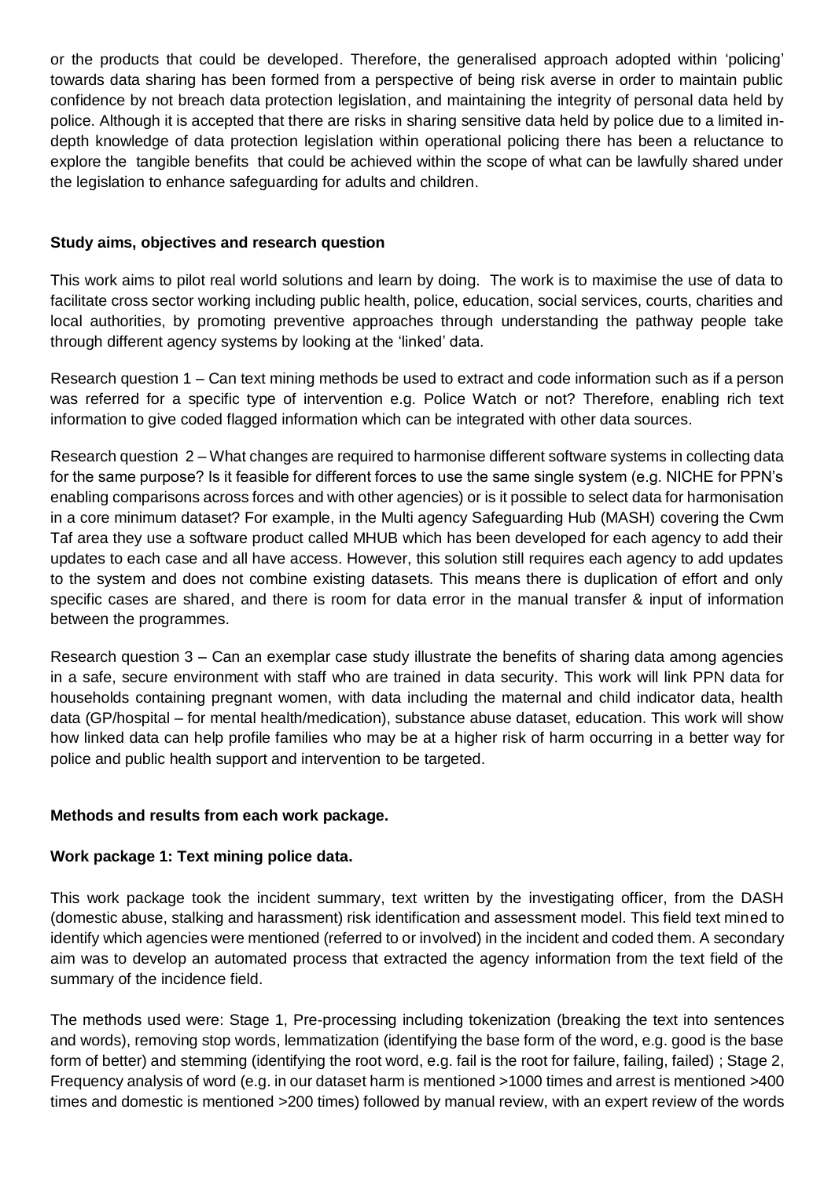or the products that could be developed. Therefore, the generalised approach adopted within 'policing' towards data sharing has been formed from a perspective of being risk averse in order to maintain public confidence by not breach data protection legislation, and maintaining the integrity of personal data held by police. Although it is accepted that there are risks in sharing sensitive data held by police due to a limited in-depth knowledge of data protection legislation within operational policing there has been a reluctance to explore the tangible benefits that could be achieved within the scope of what can be lawfully shared under the legislation to enhance safeguarding for adults and children.

**Study aims, objectives and research question**

This work aims to pilot real world solutions and learn by doing. The work is to maximise the use of data to facilitate cross sector working including public health, police, education, social services, courts, charities and local authorities, by promoting preventive approaches through understanding the pathway people take through different agency systems by looking at the 'linked' data.

Research question 1 – Can text mining methods be used to extract and code information such as if a person was referred for a specific type of intervention e.g. Police Watch or not? Therefore, enabling rich text information to give coded flagged information which can be integrated with other data sources.

Research question 2 – What changes are required to harmonise different software systems in collecting data for the same purpose? Is it feasible for different forces to use the same single system (e.g. NICHE for PPN's enabling comparisons across forces and with other agencies) or is it possible to select data for harmonisation in a core minimum dataset? For example, in the Multi agency Safeguarding Hub (MASH) covering the Cwm Taf area they use a software product called MHUB which has been developed for each agency to add their updates to each case and all have access. However, this solution still requires each agency to add updates to the system and does not combine existing datasets. This means there is duplication of effort and only specific cases are shared, and there is room for data error in the manual transfer & input of information between the programmes.

Research question 3 – Can an exemplar case study illustrate the benefits of sharing data among agencies in a safe, secure environment with staff who are trained in data security. This work will link PPN data for households containing pregnant women, with data including the maternal and child indicator data, health data (GP/hospital – for mental health/medication), substance abuse dataset, education. This work will show how linked data can help profile families who may be at a higher risk of harm occurring in a better way for police and public health support and intervention to be targeted.

**Methods and results from each work package.**

**Work package 1: Text mining police data.**

This work package took the incident summary, text written by the investigating officer, from the DASH (domestic abuse, stalking and harassment) risk identification and assessment model. This field text mined to identify which agencies were mentioned (referred to or involved) in the incident and coded them. A secondary aim was to develop an automated process that extracted the agency information from the text field of the summary of the incidence field.

The methods used were: Stage 1, Pre-processing including tokenization (breaking the text into sentences and words), removing stop words, lemmatization (identifying the base form of the word, e.g. good is the base form of better) and stemming (identifying the root word, e.g. fail is the root for failure, failing, failed) ; Stage 2, Frequency analysis of word (e.g. in our dataset harm is mentioned >1000 times and arrest is mentioned >400 times and domestic is mentioned >200 times) followed by manual review, with an expert review of the words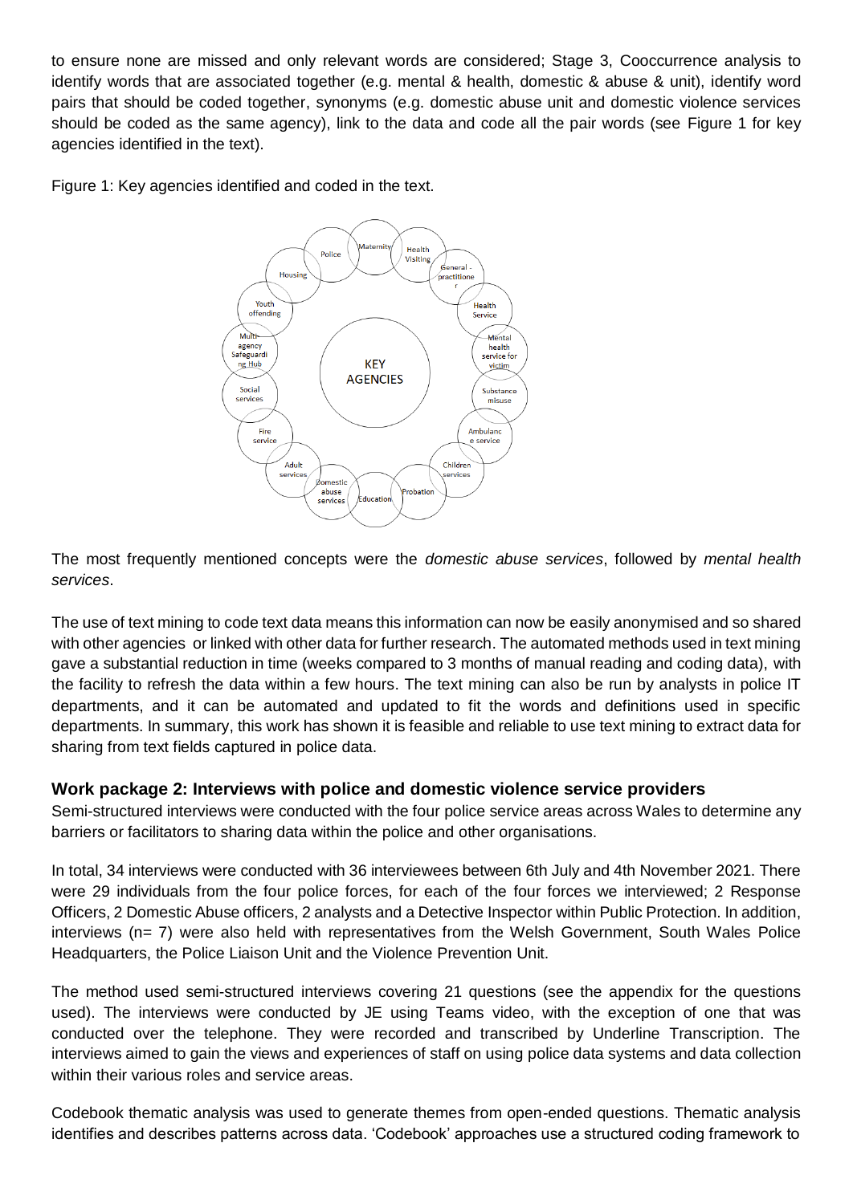to ensure none are missed and only relevant words are considered; Stage 3, Cooccurrence analysis to identify words that are associated together (e.g. mental & health, domestic & abuse & unit), identify word pairs that should be coded together, synonyms (e.g. domestic abuse unit and domestic violence services should be coded as the same agency), link to the data and code all the pair words (see Figure 1 for key agencies identified in the text).

Figure 1: Key agencies identified and coded in the text.

KEY AGENCIES

Police, Maternity, Health Visiting, General - practitioner, Health Service, Mental health service for victim, Substance misuse, Ambulance service, Children services, Probation, Education, Domestic abuse services, Adult services, Fire service, Social services, Multi-agency Safeguarding Hub, Youth offending, Housing

The most frequently mentioned concepts were the *domestic abuse services*, followed by *mental health services*.

The use of text mining to code text data means this information can now be easily anonymised and so shared with other agencies or linked with other data for further research. The automated methods used in text mining gave a substantial reduction in time (weeks compared to 3 months of manual reading and coding data), with the facility to refresh the data within a few hours. The text mining can also be run by analysts in police IT departments, and it can be automated and updated to fit the words and definitions used in specific departments. In summary, this work has shown it is feasible and reliable to use text mining to extract data for sharing from text fields captured in police data.

### Work package 2: Interviews with police and domestic violence service providers

Semi-structured interviews were conducted with the four police service areas across Wales to determine any barriers or facilitators to sharing data within the police and other organisations.

In total, 34 interviews were conducted with 36 interviewees between 6th July and 4th November 2021. There were 29 individuals from the four police forces, for each of the four forces we interviewed; 2 Response Officers, 2 Domestic Abuse officers, 2 analysts and a Detective Inspector within Public Protection. In addition, interviews (n= 7) were also held with representatives from the Welsh Government, South Wales Police Headquarters, the Police Liaison Unit and the Violence Prevention Unit.

The method used semi-structured interviews covering 21 questions (see the appendix for the questions used). The interviews were conducted by JE using Teams video, with the exception of one that was conducted over the telephone. They were recorded and transcribed by Underline Transcription. The interviews aimed to gain the views and experiences of staff on using police data systems and data collection within their various roles and service areas.

Codebook thematic analysis was used to generate themes from open-ended questions. Thematic analysis identifies and describes patterns across data. 'Codebook' approaches use a structured coding framework to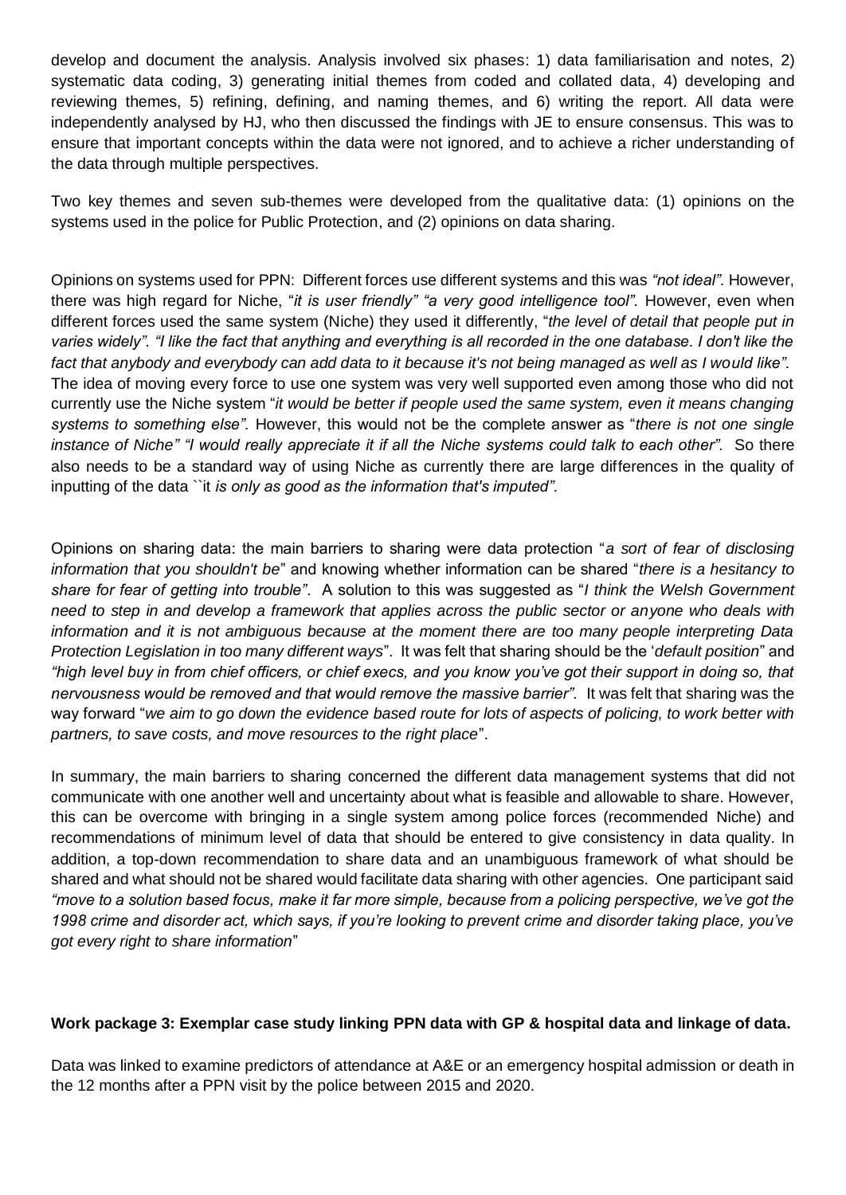develop and document the analysis. Analysis involved six phases: 1) data familiarisation and notes, 2) systematic data coding, 3) generating initial themes from coded and collated data, 4) developing and reviewing themes, 5) refining, defining, and naming themes, and 6) writing the report. All data were independently analysed by HJ, who then discussed the findings with JE to ensure consensus. This was to ensure that important concepts within the data were not ignored, and to achieve a richer understanding of the data through multiple perspectives.

Two key themes and seven sub-themes were developed from the qualitative data: (1) opinions on the systems used in the police for Public Protection, and (2) opinions on data sharing.

Opinions on systems used for PPN: Different forces use different systems and this was *"not ideal"*. However, there was high regard for Niche, "*it is user friendly" "a very good intelligence tool".* However, even when different forces used the same system (Niche) they used it differently, "*the level of detail that people put in varies widely". "I like the fact that anything and everything is all recorded in the one database. I don't like the fact that anybody and everybody can add data to it because it's not being managed as well as I would like".* The idea of moving every force to use one system was very well supported even among those who did not currently use the Niche system "*it would be better if people used the same system, even it means changing systems to something else"*. However, this would not be the complete answer as "*there is not one single instance of Niche" "I would really appreciate it if all the Niche systems could talk to each other".* So there also needs to be a standard way of using Niche as currently there are large differences in the quality of inputting of the data ``it *is only as good as the information that's imputed".*

Opinions on sharing data: the main barriers to sharing were data protection "*a sort of fear of disclosing information that you shouldn't be*" and knowing whether information can be shared "*there is a hesitancy to share for fear of getting into trouble"*. A solution to this was suggested as "*I think the Welsh Government need to step in and develop a framework that applies across the public sector or anyone who deals with information and it is not ambiguous because at the moment there are too many people interpreting Data Protection Legislation in too many different ways*". It was felt that sharing should be the '*default position*" and *"high level buy in from chief officers, or chief execs, and you know you've got their support in doing so, that nervousness would be removed and that would remove the massive barrier".* It was felt that sharing was the way forward "*we aim to go down the evidence based route for lots of aspects of policing, to work better with partners, to save costs, and move resources to the right place*".

In summary, the main barriers to sharing concerned the different data management systems that did not communicate with one another well and uncertainty about what is feasible and allowable to share. However, this can be overcome with bringing in a single system among police forces (recommended Niche) and recommendations of minimum level of data that should be entered to give consistency in data quality. In addition, a top-down recommendation to share data and an unambiguous framework of what should be shared and what should not be shared would facilitate data sharing with other agencies. One participant said *"move to a solution based focus, make it far more simple, because from a policing perspective, we've got the 1998 crime and disorder act, which says, if you're looking to prevent crime and disorder taking place, you've got every right to share information*"

**Work package 3: Exemplar case study linking PPN data with GP & hospital data and linkage of data.**

Data was linked to examine predictors of attendance at A&E or an emergency hospital admission or death in the 12 months after a PPN visit by the police between 2015 and 2020.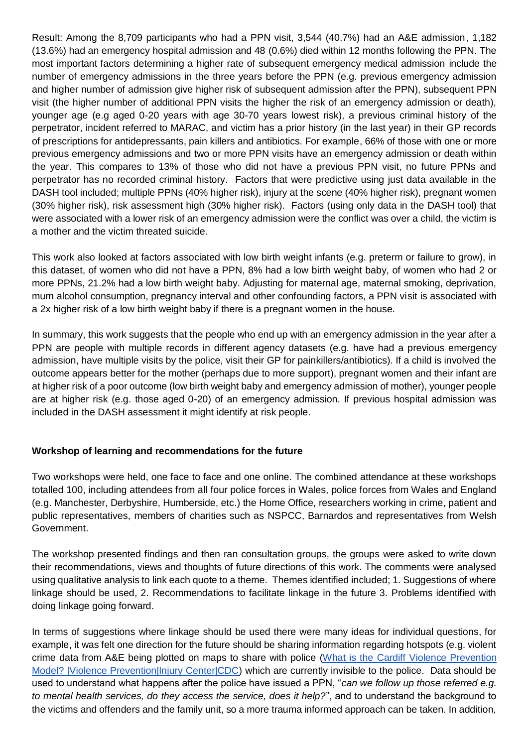Result: Among the 8,709 participants who had a PPN visit, 3,544 (40.7%) had an A&E admission, 1,182 (13.6%) had an emergency hospital admission and 48 (0.6%) died within 12 months following the PPN. The most important factors determining a higher rate of subsequent emergency medical admission include the number of emergency admissions in the three years before the PPN (e.g. previous emergency admission and higher number of admission give higher risk of subsequent admission after the PPN), subsequent PPN visit (the higher number of additional PPN visits the higher the risk of an emergency admission or death), younger age (e.g aged 0-20 years with age 30-70 years lowest risk), a previous criminal history of the perpetrator, incident referred to MARAC, and victim has a prior history (in the last year) in their GP records of prescriptions for antidepressants, pain killers and antibiotics. For example, 66% of those with one or more previous emergency admissions and two or more PPN visits have an emergency admission or death within the year. This compares to 13% of those who did not have a previous PPN visit, no future PPNs and perpetrator has no recorded criminal history. Factors that were predictive using just data available in the DASH tool included; multiple PPNs (40% higher risk), injury at the scene (40% higher risk), pregnant women (30% higher risk), risk assessment high (30% higher risk). Factors (using only data in the DASH tool) that were associated with a lower risk of an emergency admission were the conflict was over a child, the victim is a mother and the victim threated suicide.

This work also looked at factors associated with low birth weight infants (e.g. preterm or failure to grow), in this dataset, of women who did not have a PPN, 8% had a low birth weight baby, of women who had 2 or more PPNs, 21.2% had a low birth weight baby. Adjusting for maternal age, maternal smoking, deprivation, mum alcohol consumption, pregnancy interval and other confounding factors, a PPN visit is associated with a 2x higher risk of a low birth weight baby if there is a pregnant women in the house.

In summary, this work suggests that the people who end up with an emergency admission in the year after a PPN are people with multiple records in different agency datasets (e.g. have had a previous emergency admission, have multiple visits by the police, visit their GP for painkillers/antibiotics). If a child is involved the outcome appears better for the mother (perhaps due to more support), pregnant women and their infant are at higher risk of a poor outcome (low birth weight baby and emergency admission of mother), younger people are at higher risk (e.g. those aged 0-20) of an emergency admission. If previous hospital admission was included in the DASH assessment it might identify at risk people.

**Workshop of learning and recommendations for the future**

Two workshops were held, one face to face and one online. The combined attendance at these workshops totalled 100, including attendees from all four police forces in Wales, police forces from Wales and England (e.g. Manchester, Derbyshire, Humberside, etc.) the Home Office, researchers working in crime, patient and public representatives, members of charities such as NSPCC, Barnardos and representatives from Welsh Government.

The workshop presented findings and then ran consultation groups, the groups were asked to write down their recommendations, views and thoughts of future directions of this work. The comments were analysed using qualitative analysis to link each quote to a theme. Themes identified included; 1. Suggestions of where linkage should be used, 2. Recommendations to facilitate linkage in the future 3. Problems identified with doing linkage going forward.

In terms of suggestions where linkage should be used there were many ideas for individual questions, for example, it was felt one direction for the future should be sharing information regarding hotspots (e.g. violent crime data from A&E being plotted on maps to share with police ([What is the Cardiff Violence Prevention Model? |Violence Prevention|Injury Center|CDC]()) which are currently invisible to the police. Data should be used to understand what happens after the police have issued a PPN, "*can we follow up those referred e.g. to mental health services, do they access the service, does it help?*", and to understand the background to the victims and offenders and the family unit, so a more trauma informed approach can be taken. In addition,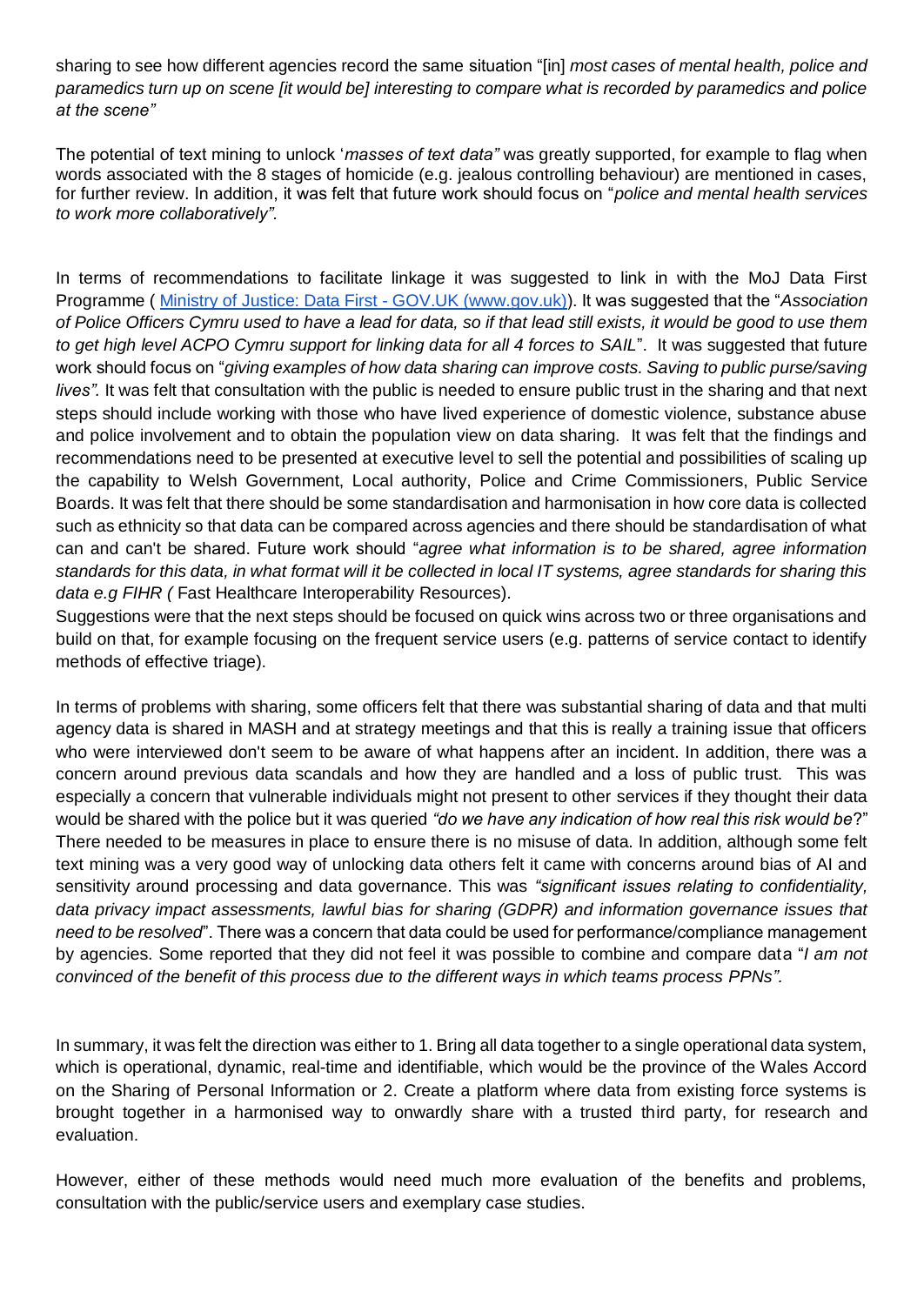sharing to see how different agencies record the same situation "[in] *most cases of mental health, police and paramedics turn up on scene [it would be] interesting to compare what is recorded by paramedics and police at the scene"*

The potential of text mining to unlock '*masses of text data"* was greatly supported, for example to flag when words associated with the 8 stages of homicide (e.g. jealous controlling behaviour) are mentioned in cases, for further review. In addition, it was felt that future work should focus on "*police and mental health services to work more collaboratively".*

In terms of recommendations to facilitate linkage it was suggested to link in with the MoJ Data First Programme ( [Ministry of Justice: Data First - GOV.UK (www.gov.uk)](https://www.gov.uk)). It was suggested that the "*Association of Police Officers Cymru used to have a lead for data, so if that lead still exists, it would be good to use them to get high level ACPO Cymru support for linking data for all 4 forces to SAIL*". It was suggested that future work should focus on "*giving examples of how data sharing can improve costs. Saving to public purse/saving lives".* It was felt that consultation with the public is needed to ensure public trust in the sharing and that next steps should include working with those who have lived experience of domestic violence, substance abuse and police involvement and to obtain the population view on data sharing. It was felt that the findings and recommendations need to be presented at executive level to sell the potential and possibilities of scaling up the capability to Welsh Government, Local authority, Police and Crime Commissioners, Public Service Boards. It was felt that there should be some standardisation and harmonisation in how core data is collected such as ethnicity so that data can be compared across agencies and there should be standardisation of what can and can't be shared. Future work should "*agree what information is to be shared, agree information standards for this data, in what format will it be collected in local IT systems, agree standards for sharing this data e.g FIHR (* Fast Healthcare Interoperability Resources).

Suggestions were that the next steps should be focused on quick wins across two or three organisations and build on that, for example focusing on the frequent service users (e.g. patterns of service contact to identify methods of effective triage).

In terms of problems with sharing, some officers felt that there was substantial sharing of data and that multi agency data is shared in MASH and at strategy meetings and that this is really a training issue that officers who were interviewed don't seem to be aware of what happens after an incident. In addition, there was a concern around previous data scandals and how they are handled and a loss of public trust. This was especially a concern that vulnerable individuals might not present to other services if they thought their data would be shared with the police but it was queried *"do we have any indication of how real this risk would be*?" There needed to be measures in place to ensure there is no misuse of data. In addition, although some felt text mining was a very good way of unlocking data others felt it came with concerns around bias of AI and sensitivity around processing and data governance. This was *"significant issues relating to confidentiality, data privacy impact assessments, lawful bias for sharing (GDPR) and information governance issues that need to be resolved*". There was a concern that data could be used for performance/compliance management by agencies. Some reported that they did not feel it was possible to combine and compare data "*I am not convinced of the benefit of this process due to the different ways in which teams process PPNs".*

In summary, it was felt the direction was either to 1. Bring all data together to a single operational data system, which is operational, dynamic, real-time and identifiable, which would be the province of the Wales Accord on the Sharing of Personal Information or 2. Create a platform where data from existing force systems is brought together in a harmonised way to onwardly share with a trusted third party, for research and evaluation.

However, either of these methods would need much more evaluation of the benefits and problems, consultation with the public/service users and exemplary case studies.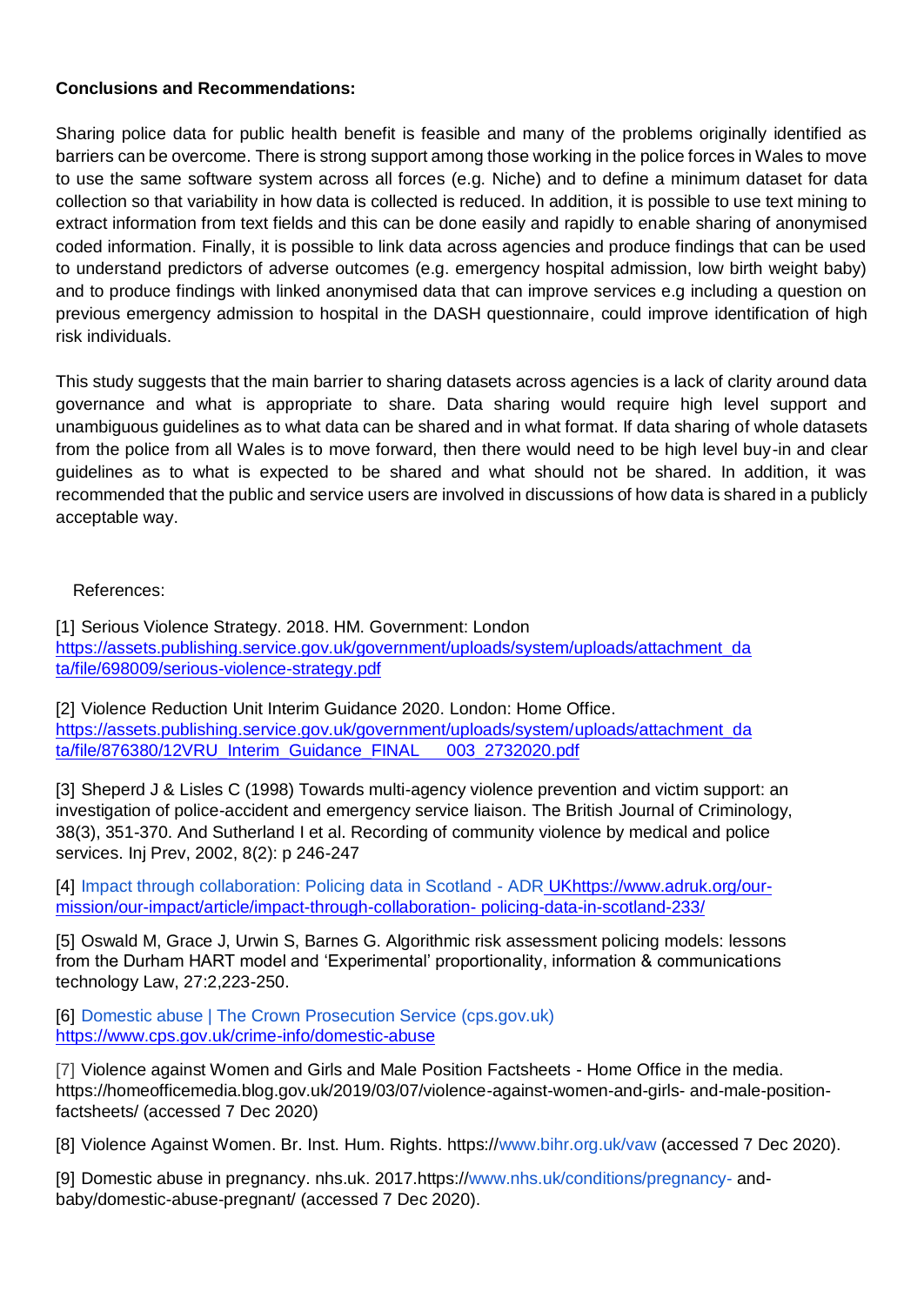**Conclusions and Recommendations:**

Sharing police data for public health benefit is feasible and many of the problems originally identified as barriers can be overcome. There is strong support among those working in the police forces in Wales to move to use the same software system across all forces (e.g. Niche) and to define a minimum dataset for data collection so that variability in how data is collected is reduced. In addition, it is possible to use text mining to extract information from text fields and this can be done easily and rapidly to enable sharing of anonymised coded information. Finally, it is possible to link data across agencies and produce findings that can be used to understand predictors of adverse outcomes (e.g. emergency hospital admission, low birth weight baby) and to produce findings with linked anonymised data that can improve services e.g including a question on previous emergency admission to hospital in the DASH questionnaire, could improve identification of high risk individuals.

This study suggests that the main barrier to sharing datasets across agencies is a lack of clarity around data governance and what is appropriate to share. Data sharing would require high level support and unambiguous guidelines as to what data can be shared and in what format. If data sharing of whole datasets from the police from all Wales is to move forward, then there would need to be high level buy-in and clear guidelines as to what is expected to be shared and what should not be shared. In addition, it was recommended that the public and service users are involved in discussions of how data is shared in a publicly acceptable way.

References:

[1] Serious Violence Strategy. 2018. HM. Government: London https://assets.publishing.service.gov.uk/government/uploads/system/uploads/attachment_data/file/698009/serious-violence-strategy.pdf

[2] Violence Reduction Unit Interim Guidance 2020. London: Home Office. https://assets.publishing.service.gov.uk/government/uploads/system/uploads/attachment_data/file/876380/12VRU_Interim_Guidance_FINAL__003_2732020.pdf

[3] Sheperd J & Lisles C (1998) Towards multi-agency violence prevention and victim support: an investigation of police-accident and emergency service liaison. The British Journal of Criminology, 38(3), 351-370. And Sutherland I et al. Recording of community violence by medical and police services. Inj Prev, 2002, 8(2): p 246-247

[4] Impact through collaboration: Policing data in Scotland - ADR UKhttps://www.adruk.org/our-mission/our-impact/article/impact-through-collaboration- policing-data-in-scotland-233/

[5] Oswald M, Grace J, Urwin S, Barnes G. Algorithmic risk assessment policing models: lessons from the Durham HART model and 'Experimental' proportionality, information & communications technology Law, 27:2,223-250.

[6] Domestic abuse | The Crown Prosecution Service (cps.gov.uk) https://www.cps.gov.uk/crime-info/domestic-abuse

[7] Violence against Women and Girls and Male Position Factsheets - Home Office in the media. https://homeofficemedia.blog.gov.uk/2019/03/07/violence-against-women-and-girls- and-male-position-factsheets/ (accessed 7 Dec 2020)

[8] Violence Against Women. Br. Inst. Hum. Rights. https://www.bihr.org.uk/vaw (accessed 7 Dec 2020).

[9] Domestic abuse in pregnancy. nhs.uk. 2017.https://www.nhs.uk/conditions/pregnancy- and-baby/domestic-abuse-pregnant/ (accessed 7 Dec 2020).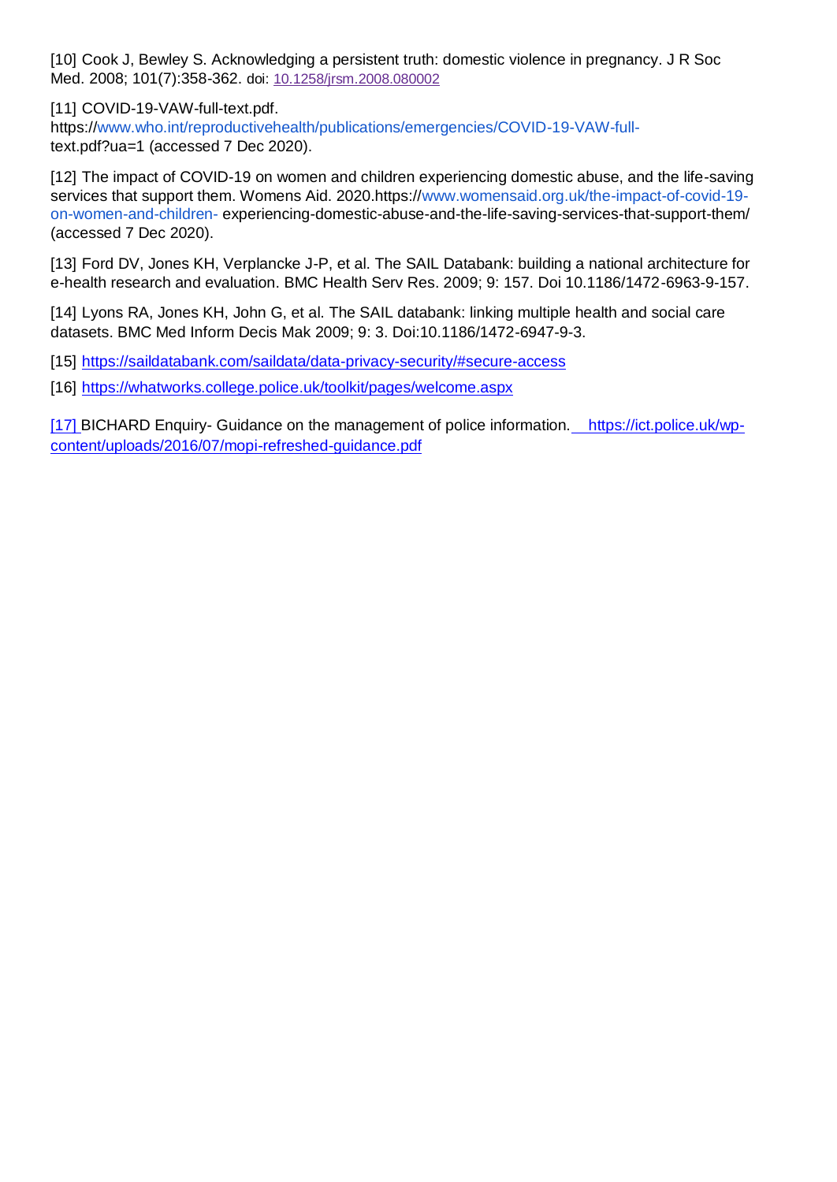[10] Cook J, Bewley S. Acknowledging a persistent truth: domestic violence in pregnancy. J R Soc Med. 2008; 101(7):358-362. doi: 10.1258/jrsm.2008.080002

[11] COVID-19-VAW-full-text.pdf. https://www.who.int/reproductivehealth/publications/emergencies/COVID-19-VAW-full-text.pdf?ua=1 (accessed 7 Dec 2020).

[12] The impact of COVID-19 on women and children experiencing domestic abuse, and the life-saving services that support them. Womens Aid. 2020.https://www.womensaid.org.uk/the-impact-of-covid-19-on-women-and-children- experiencing-domestic-abuse-and-the-life-saving-services-that-support-them/ (accessed 7 Dec 2020).

[13] Ford DV, Jones KH, Verplancke J-P, et al. The SAIL Databank: building a national architecture for e-health research and evaluation. BMC Health Serv Res. 2009; 9: 157. Doi 10.1186/1472-6963-9-157.

[14] Lyons RA, Jones KH, John G, et al. The SAIL databank: linking multiple health and social care datasets. BMC Med Inform Decis Mak 2009; 9: 3. Doi:10.1186/1472-6947-9-3.

[15] https://saildatabank.com/saildata/data-privacy-security/#secure-access

[16] https://whatworks.college.police.uk/toolkit/pages/welcome.aspx

[17] BICHARD Enquiry- Guidance on the management of police information. https://ict.police.uk/wp-content/uploads/2016/07/mopi-refreshed-guidance.pdf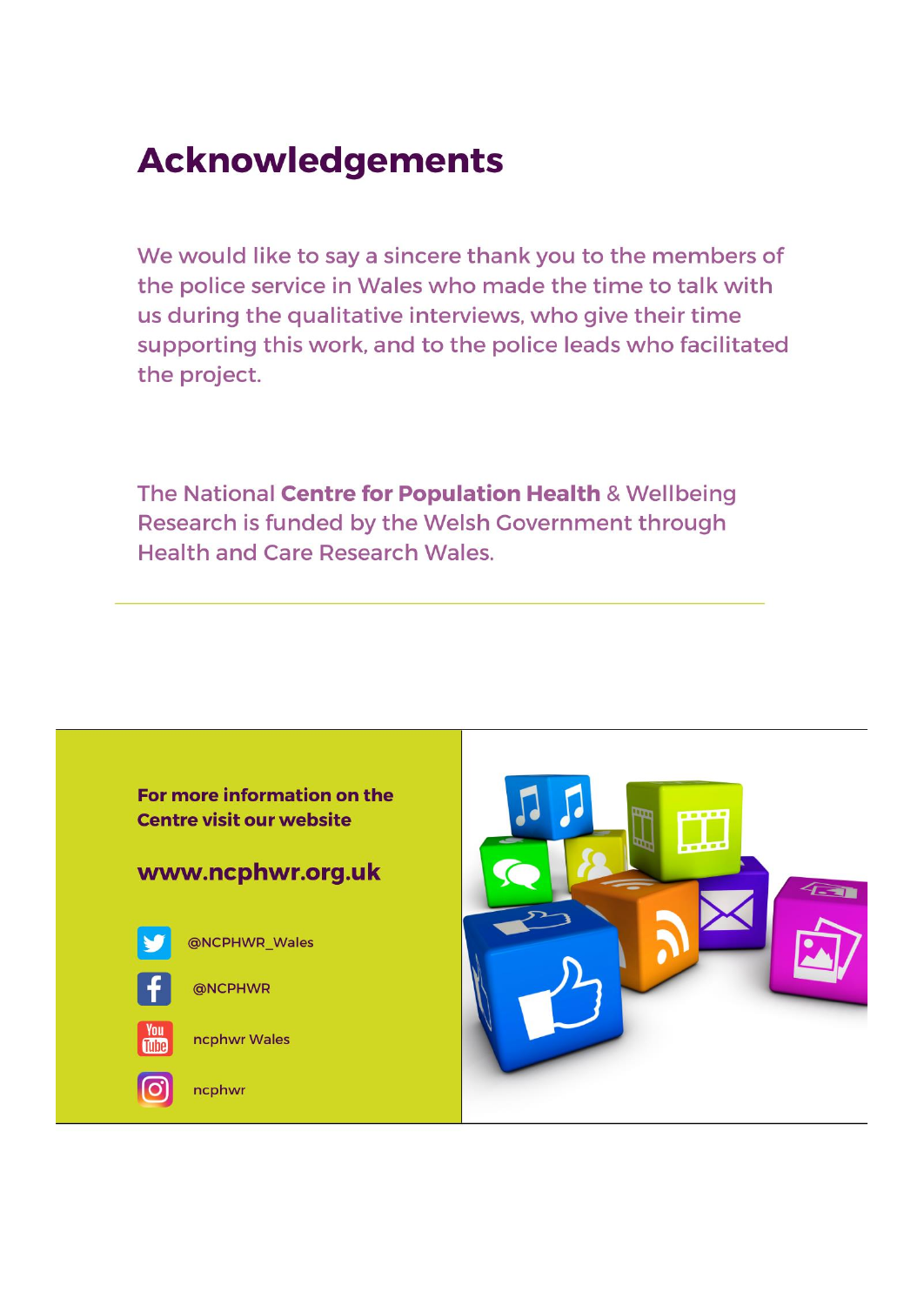# Acknowledgements

We would like to say a sincere thank you to the members of the police service in Wales who made the time to talk with us during the qualitative interviews, who give their time supporting this work, and to the police leads who facilitated the project.

The National **Centre for Population Health** & Wellbeing Research is funded by the Welsh Government through Health and Care Research Wales.

---

**For more information on the Centre visit our website**

**www.ncphwr.org.uk**

@NCPHWR_Wales

@NCPHWR

ncphwr Wales

ncphwr